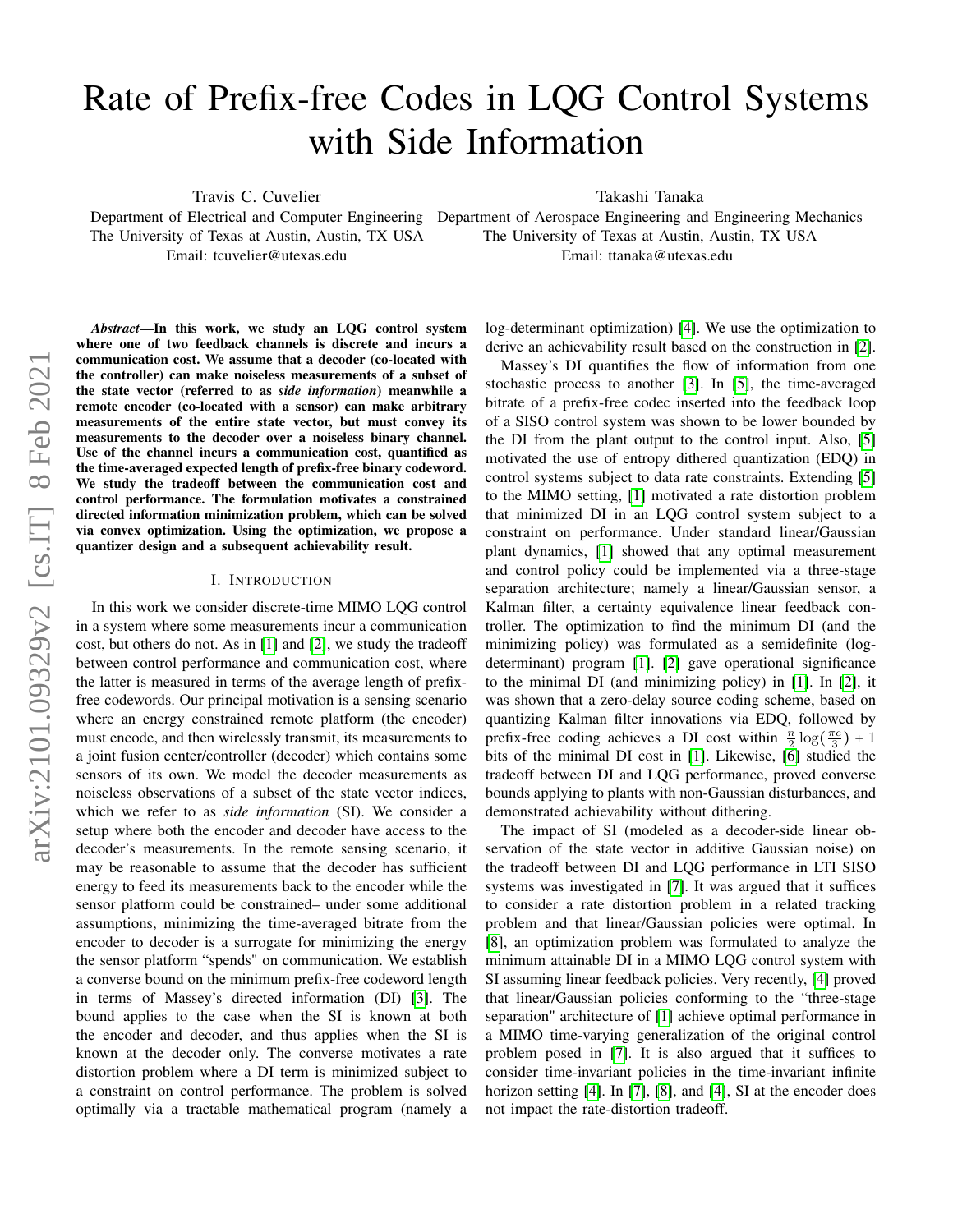# Rate of Prefix-free Codes in LQG Control Systems with Side Information

Travis C. Cuvelier
Department of Electrical and Computer Engineering
The University of Texas at Austin, Austin, TX USA
Email: tcuvelier@utexas.edu

Takashi Tanaka
Department of Aerospace Engineering and Engineering Mechanics
The University of Texas at Austin, Austin, TX USA
Email: ttanaka@utexas.edu

***Abstract*—In this work, we study an LQG control system where one of two feedback channels is discrete and incurs a communication cost. We assume that a decoder (co-located with the controller) can make noiseless measurements of a subset of the state vector (referred to as *side information*) meanwhile a remote encoder (co-located with a sensor) can make arbitrary measurements of the entire state vector, but must convey its measurements to the decoder over a noiseless binary channel. Use of the channel incurs a communication cost, quantified as the time-averaged expected length of prefix-free binary codeword. We study the tradeoff between the communication cost and control performance. The formulation motivates a constrained directed information minimization problem, which can be solved via convex optimization. Using the optimization, we propose a quantizer design and a subsequent achievability result.**

## I. Introduction

In this work we consider discrete-time MIMO LQG control in a system where some measurements incur a communication cost, but others do not. As in [1] and [2], we study the tradeoff between control performance and communication cost, where the latter is measured in terms of the average length of prefix-free codewords. Our principal motivation is a sensing scenario where an energy constrained remote platform (the encoder) must encode, and then wirelessly transmit, its measurements to a joint fusion center/controller (decoder) which contains some sensors of its own. We model the decoder measurements as noiseless observations of a subset of the state vector indices, which we refer to as *side information* (SI). We consider a setup where both the encoder and decoder have access to the decoder's measurements. In the remote sensing scenario, it may be reasonable to assume that the decoder has sufficient energy to feed its measurements back to the encoder while the sensor platform could be constrained– under some additional assumptions, minimizing the time-averaged bitrate from the encoder to decoder is a surrogate for minimizing the energy the sensor platform "spends" on communication. We establish a converse bound on the minimum prefix-free codeword length in terms of Massey's directed information (DI) [3]. The bound applies to the case when the SI is known at both the encoder and decoder, and thus applies when the SI is known at the decoder only. The converse motivates a rate distortion problem where a DI term is minimized subject to a constraint on control performance. The problem is solved optimally via a tractable mathematical program (namely a log-determinant optimization) [4]. We use the optimization to derive an achievability result based on the construction in [2].

Massey's DI quantifies the flow of information from one stochastic process to another [3]. In [5], the time-averaged bitrate of a prefix-free codec inserted into the feedback loop of a SISO control system was shown to be lower bounded by the DI from the plant output to the control input. Also, [5] motivated the use of entropy dithered quantization (EDQ) in control systems subject to data rate constraints. Extending [5] to the MIMO setting, [1] motivated a rate distortion problem that minimized DI in an LQG control system subject to a constraint on performance. Under standard linear/Gaussian plant dynamics, [1] showed that any optimal measurement and control policy could be implemented via a three-stage separation architecture; namely a linear/Gaussian sensor, a Kalman filter, a certainty equivalence linear feedback controller. The optimization to find the minimum DI (and the minimizing policy) was formulated as a semidefinite (log-determinant) program [1]. [2] gave operational significance to the minimal DI (and minimizing policy) in [1]. In [2], it was shown that a zero-delay source coding scheme, based on quantizing Kalman filter innovations via EDQ, followed by prefix-free coding achieves a DI cost within $\frac{n}{2}\log(\frac{\pi e}{3}) + 1$ bits of the minimal DI cost in [1]. Likewise, [6] studied the tradeoff between DI and LQG performance, proved converse bounds applying to plants with non-Gaussian disturbances, and demonstrated achievability without dithering.

The impact of SI (modeled as a decoder-side linear observation of the state vector in additive Gaussian noise) on the tradeoff between DI and LQG performance in LTI SISO systems was investigated in [7]. It was argued that it suffices to consider a rate distortion problem in a related tracking problem and that linear/Gaussian policies were optimal. In [8], an optimization problem was formulated to analyze the minimum attainable DI in a MIMO LQG control system with SI assuming linear feedback policies. Very recently, [4] proved that linear/Gaussian policies conforming to the "three-stage separation" architecture of [1] achieve optimal performance in a MIMO time-varying generalization of the original control problem posed in [7]. It is also argued that it suffices to consider time-invariant policies in the time-invariant infinite horizon setting [4]. In [7], [8], and [4], SI at the encoder does not impact the rate-distortion tradeoff.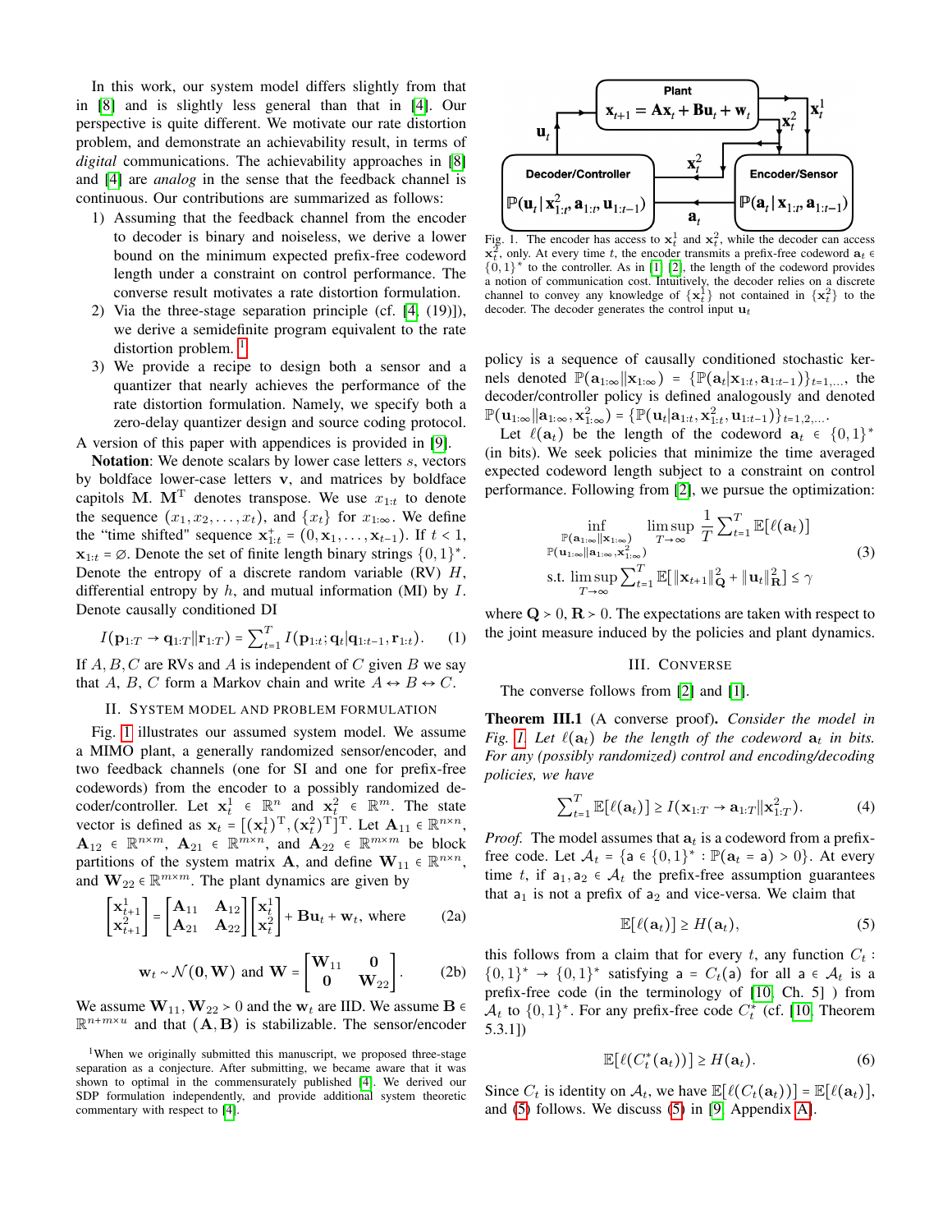In this work, our system model differs slightly from that in [8] and is slightly less general than that in [4]. Our perspective is quite different. We motivate our rate distortion problem, and demonstrate an achievability result, in terms of *digital* communications. The achievability approaches in [8] and [4] are *analog* in the sense that the feedback channel is continuous. Our contributions are summarized as follows:

1) Assuming that the feedback channel from the encoder to decoder is binary and noiseless, we derive a lower bound on the minimum expected prefix-free codeword length under a constraint on control performance. The converse result motivates a rate distortion formulation.
2) Via the three-stage separation principle (cf. [4, (19)]), we derive a semidefinite program equivalent to the rate distortion problem. [1]
3) We provide a recipe to design both a sensor and a quantizer that nearly achieves the performance of the rate distortion formulation. Namely, we specify both a zero-delay quantizer design and source coding protocol.

A version of this paper with appendices is provided in [9].

**Notation**: We denote scalars by lower case letters $s$, vectors by boldface lower-case letters $\mathbf{v}$, and matrices by boldface capitols $\mathbf{M}$. $\mathbf{M}^{\mathrm{T}}$ denotes transpose. We use $x_{1:t}$ to denote the sequence $(x_1, x_2, \ldots, x_t)$, and $\{x_t\}$ for $x_{1:\infty}$. We define the "time shifted" sequence $\mathbf{x}_{1:t}^{+} = (0, \mathbf{x}_1, \ldots, \mathbf{x}_{t-1})$. If $t < 1$, $\mathbf{x}_{1:t} = \varnothing$. Denote the set of finite length binary strings $\{0,1\}^*$. Denote the entropy of a discrete random variable (RV) $H$, differential entropy by $h$, and mutual information (MI) by $I$. Denote causally conditioned DI

$$I(\mathbf{p}_{1:T} \to \mathbf{q}_{1:T} \| \mathbf{r}_{1:T}) = \sum_{t=1}^{T} I(\mathbf{p}_{1:t}; \mathbf{q}_t | \mathbf{q}_{1:t-1}, \mathbf{r}_{1:t}). \quad (1)$$

If $A, B, C$ are RVs and $A$ is independent of $C$ given $B$ we say that $A$, $B$, $C$ form a Markov chain and write $A \leftrightarrow B \leftrightarrow C$.

## II. System model and problem formulation

Fig. 1 illustrates our assumed system model. We assume a MIMO plant, a generally randomized sensor/encoder, and two feedback channels (one for SI and one for prefix-free codewords) from the encoder to a possibly randomized decoder/controller. Let $\mathbf{x}_t^1 \in \mathbb{R}^n$ and $\mathbf{x}_t^2 \in \mathbb{R}^m$. The state vector is defined as $\mathbf{x}_t = [(\mathbf{x}_t^1)^{\mathrm{T}}, (\mathbf{x}_t^2)^{\mathrm{T}}]^{\mathrm{T}}$. Let $\mathbf{A}_{11} \in \mathbb{R}^{n\times n}$, $\mathbf{A}_{12} \in \mathbb{R}^{n\times m}$, $\mathbf{A}_{21} \in \mathbb{R}^{m\times n}$, and $\mathbf{A}_{22} \in \mathbb{R}^{m\times m}$ be block partitions of the system matrix $\mathbf{A}$, and define $\mathbf{W}_{11} \in \mathbb{R}^{n\times n}$, and $\mathbf{W}_{22} \in \mathbb{R}^{m\times m}$. The plant dynamics are given by

$$\begin{bmatrix} \mathbf{x}_{t+1}^1 \\ \mathbf{x}_{t+1}^2 \end{bmatrix} = \begin{bmatrix} \mathbf{A}_{11} & \mathbf{A}_{12} \\ \mathbf{A}_{21} & \mathbf{A}_{22} \end{bmatrix} \begin{bmatrix} \mathbf{x}_t^1 \\ \mathbf{x}_t^2 \end{bmatrix} + \mathbf{B}\mathbf{u}_t + \mathbf{w}_t, \text{ where} \quad (2a)$$

$$\mathbf{w}_t \sim \mathcal{N}(\mathbf{0}, \mathbf{W}) \text{ and } \mathbf{W} = \begin{bmatrix} \mathbf{W}_{11} & \mathbf{0} \\ \mathbf{0} & \mathbf{W}_{22} \end{bmatrix}. \quad (2b)$$

We assume $\mathbf{W}_{11}, \mathbf{W}_{22} \succ 0$ and the $\mathbf{w}_t$ are IID. We assume $\mathbf{B} \in \mathbb{R}^{n+m\times u}$ and that $(\mathbf{A}, \mathbf{B})$ is stabilizable. The sensor/encoder policy is a sequence of causally conditioned stochastic kernels denoted $\mathbb{P}(\mathbf{a}_{1:\infty} \| \mathbf{x}_{1:\infty}) = \{\mathbb{P}(\mathbf{a}_t | \mathbf{x}_{1:t}, \mathbf{a}_{1:t-1})\}_{t=1,\ldots}$, the decoder/controller policy is defined analogously and denoted $\mathbb{P}(\mathbf{u}_{1:\infty} \| \mathbf{a}_{1:\infty}, \mathbf{x}_{1:\infty}^2) = \{\mathbb{P}(\mathbf{u}_t | \mathbf{a}_{1:t}, \mathbf{x}_{1:t}^2, \mathbf{u}_{1:t-1})\}_{t=1,2,\ldots}$.

[1] When we originally submitted this manuscript, we proposed three-stage separation as a conjecture. After submitting, we became aware that it was shown to optimal in the commensurately published [4]. We derived our SDP formulation independently, and provide additional system theoretic commentary with respect to [4].

Fig. 1. The encoder has access to $\mathbf{x}_t^1$ and $\mathbf{x}_t^2$, while the decoder can access $\mathbf{x}_t^2$, only. At every time $t$, the encoder transmits a prefix-free codeword $\mathbf{a}_t \in \{0,1\}^*$ to the controller. As in [1], [2], the length of the codeword provides a notion of communication cost. Intuitively, the decoder relies on a discrete channel to convey any knowledge of $\{\mathbf{x}_t^1\}$ not contained in $\{\mathbf{x}_t^2\}$ to the decoder. The decoder generates the control input $\mathbf{u}_t$

Let $\ell(\mathbf{a}_t)$ be the length of the codeword $\mathbf{a}_t \in \{0,1\}^*$ (in bits). We seek policies that minimize the time averaged expected codeword length subject to a constraint on control performance. Following from [2], we pursue the optimization:

$$\begin{aligned} &\inf_{\substack{\mathbb{P}(\mathbf{a}_{1:\infty} \| \mathbf{x}_{1:\infty}) \\ \mathbb{P}(\mathbf{u}_{1:\infty} \| \mathbf{a}_{1:\infty}, \mathbf{x}_{1:\infty}^2)}} \limsup_{T\to\infty} \frac{1}{T} \sum_{t=1}^{T} \mathbb{E}[\ell(\mathbf{a}_t)] \\ &\text{s.t. } \limsup_{T\to\infty} \sum_{t=1}^{T} \mathbb{E}[\|\mathbf{x}_{t+1}\|_{\mathbf{Q}}^2 + \|\mathbf{u}_t\|_{\mathbf{R}}^2] \le \gamma \end{aligned} \quad (3)$$

where $\mathbf{Q} \succ 0$, $\mathbf{R} \succ 0$. The expectations are taken with respect to the joint measure induced by the policies and plant dynamics.

## III. Converse

The converse follows from [2] and [1].

**Theorem III.1** (A converse proof). *Consider the model in Fig. 1. Let $\ell(\mathbf{a}_t)$ be the length of the codeword $\mathbf{a}_t$ in bits. For any (possibly randomized) control and encoding/decoding policies, we have*

$$\sum_{t=1}^{T} \mathbb{E}[\ell(\mathbf{a}_t)] \ge I(\mathbf{x}_{1:T} \to \mathbf{a}_{1:T} \| \mathbf{x}_{1:T}^2). \quad (4)$$

*Proof.* The model assumes that $\mathbf{a}_t$ is a codeword from a prefix-free code. Let $\mathcal{A}_t = \{\mathsf{a} \in \{0,1\}^* : \mathbb{P}(\mathbf{a}_t = \mathsf{a}) > 0\}$. At every time $t$, if $\mathsf{a}_1, \mathsf{a}_2 \in \mathcal{A}_t$ the prefix-free assumption guarantees that $\mathsf{a}_1$ is not a prefix of $\mathsf{a}_2$ and vice-versa. We claim that

$$\mathbb{E}[\ell(\mathbf{a}_t)] \ge H(\mathbf{a}_t), \quad (5)$$

this follows from a claim that for every $t$, any function $C_t : \{0,1\}^* \to \{0,1\}^*$ satisfying $\mathsf{a} = C_t(\mathsf{a})$ for all $\mathsf{a} \in \mathcal{A}_t$ is a prefix-free code (in the terminology of [10, Ch. 5] ) from $\mathcal{A}_t$ to $\{0,1\}^*$. For any prefix-free code $C_t^*$ (cf. [10, Theorem 5.3.1])

$$\mathbb{E}[\ell(C_t^*(\mathbf{a}_t))] \ge H(\mathbf{a}_t). \quad (6)$$

Since $C_t$ is identity on $\mathcal{A}_t$, we have $\mathbb{E}[\ell(C_t(\mathbf{a}_t))] = \mathbb{E}[\ell(\mathbf{a}_t)]$, and (5) follows. We discuss (5) in [9, Appendix A].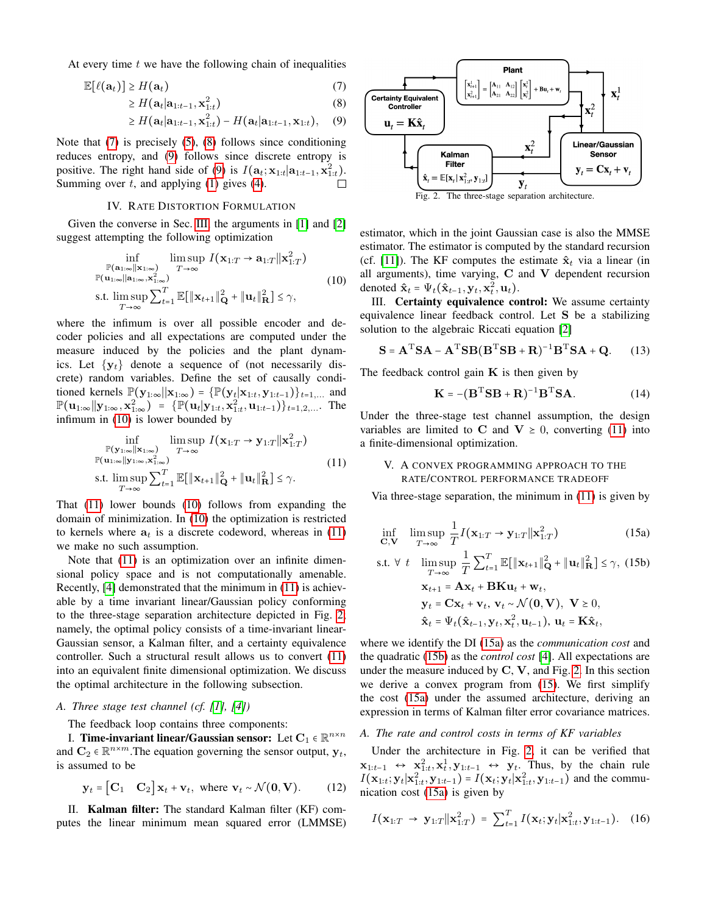At every time $t$ we have the following chain of inequalities

$$\mathbb{E}[\ell(\mathbf{a}_t)] \geq H(\mathbf{a}_t) \tag{7}$$

$$\geq H(\mathbf{a}_t|\mathbf{a}_{1:t-1}, \mathbf{x}^2_{1:t}) \tag{8}$$

$$\geq H(\mathbf{a}_t|\mathbf{a}_{1:t-1}, \mathbf{x}^2_{1:t}) - H(\mathbf{a}_t|\mathbf{a}_{1:t-1}, \mathbf{x}_{1:t}), \tag{9}$$

Note that (7) is precisely (5), (8) follows since conditioning reduces entropy, and (9) follows since discrete entropy is positive. The right hand side of (9) is $I(\mathbf{a}_t; \mathbf{x}_{1:t}|\mathbf{a}_{1:t-1}, \mathbf{x}^2_{1:t})$. Summing over $t$, and applying (1) gives (4). □

## IV. Rate Distortion Formulation

Given the converse in Sec. III, the arguments in [1] and [2] suggest attempting the following optimization

$$\begin{aligned} &\inf_{\substack{\mathbb{P}(\mathbf{a}_{1:\infty}\|\mathbf{x}_{1:\infty}) \\ \mathbb{P}(\mathbf{u}_{1:\infty}\|\mathbf{a}_{1:\infty}, \mathbf{x}^2_{1:\infty})}} \limsup_{T\to\infty} I(\mathbf{x}_{1:T} \to \mathbf{a}_{1:T}\|\mathbf{x}^2_{1:T}) \\ &\text{s.t. } \limsup_{T\to\infty} \sum_{t=1}^{T} \mathbb{E}[\|\mathbf{x}_{t+1}\|^2_{\mathbf{Q}} + \|\mathbf{u}_t\|^2_{\mathbf{R}}] \leq \gamma, \end{aligned} \tag{10}$$

where the infimum is over all possible encoder and decoder policies and all expectations are computed under the measure induced by the policies and the plant dynamics. Let $\{\mathbf{y}_t\}$ denote a sequence of (not necessarily discrete) random variables. Define the set of causally conditioned kernels $\mathbb{P}(\mathbf{y}_{1:\infty}\|\mathbf{x}_{1:\infty}) = \{\mathbb{P}(\mathbf{y}_t|\mathbf{x}_{1:t}, \mathbf{y}_{1:t-1})\}_{t=1,...}$ and $\mathbb{P}(\mathbf{u}_{1:\infty}\|\mathbf{y}_{1:\infty}, \mathbf{x}^2_{1:\infty}) = \{\mathbb{P}(\mathbf{u}_t|\mathbf{y}_{1:t}, \mathbf{x}^2_{1:t}, \mathbf{u}_{1:t-1})\}_{t=1,2,...}$. The infimum in (10) is lower bounded by

$$\begin{aligned} &\inf_{\substack{\mathbb{P}(\mathbf{y}_{1:\infty}\|\mathbf{x}_{1:\infty}) \\ \mathbb{P}(\mathbf{u}_{1:\infty}\|\mathbf{y}_{1:\infty}, \mathbf{x}^2_{1:\infty})}} \limsup_{T\to\infty} I(\mathbf{x}_{1:T} \to \mathbf{y}_{1:T}\|\mathbf{x}^2_{1:T}) \\ &\text{s.t. } \limsup_{T\to\infty} \sum_{t=1}^{T} \mathbb{E}[\|\mathbf{x}_{t+1}\|^2_{\mathbf{Q}} + \|\mathbf{u}_t\|^2_{\mathbf{R}}] \leq \gamma. \end{aligned} \tag{11}$$

That (11) lower bounds (10) follows from expanding the domain of minimization. In (10) the optimization is restricted to kernels where $\mathbf{a}_t$ is a discrete codeword, whereas in (11) we make no such assumption.

Note that (11) is an optimization over an infinite dimensional policy space and is not computationally amenable. Recently, [4] demonstrated that the minimum in (11) is achievable by a time invariant linear/Gaussian policy conforming to the three-stage separation architecture depicted in Fig. 2, namely, the optimal policy consists of a time-invariant linear-Gaussian sensor, a Kalman filter, and a certainty equivalence controller. Such a structural result allows us to convert (11) into an equivalent finite dimensional optimization. We discuss the optimal architecture in the following subsection.

### A. Three stage test channel (cf. [1], [4])

The feedback loop contains three components:

I. **Time-invariant linear/Gaussian sensor:** Let $\mathbf{C}_1 \in \mathbb{R}^{n\times n}$ and $\mathbf{C}_2 \in \mathbb{R}^{n\times m}$.The equation governing the sensor output, $\mathbf{y}_t$, is assumed to be

$$\mathbf{y}_t = \begin{bmatrix}\mathbf{C}_1 & \mathbf{C}_2\end{bmatrix} \mathbf{x}_t + \mathbf{v}_t, \text{ where } \mathbf{v}_t \sim \mathcal{N}(\mathbf{0}, \mathbf{V}). \tag{12}$$

II. **Kalman filter:** The standard Kalman filter (KF) computes the linear minimum mean squared error (LMMSE) estimator, which in the joint Gaussian case is also the MMSE estimator. The estimator is computed by the standard recursion (cf. [11]). The KF computes the estimate $\hat{\mathbf{x}}_t$ via a linear (in all arguments), time varying, $\mathbf{C}$ and $\mathbf{V}$ dependent recursion denoted $\hat{\mathbf{x}}_t = \Psi_t(\hat{\mathbf{x}}_{t-1}, \mathbf{y}_t, \mathbf{x}^2_t, \mathbf{u}_t)$.

III. **Certainty equivalence control:** We assume certainty equivalence linear feedback control. Let $\mathbf{S}$ be a stabilizing solution to the algebraic Riccati equation [2]

$$\mathbf{S} = \mathbf{A}^{\mathrm{T}}\mathbf{S}\mathbf{A} - \mathbf{A}^{\mathrm{T}}\mathbf{S}\mathbf{B}(\mathbf{B}^{\mathrm{T}}\mathbf{S}\mathbf{B} + \mathbf{R})^{-1}\mathbf{B}^{\mathrm{T}}\mathbf{S}\mathbf{A} + \mathbf{Q}. \tag{13}$$

The feedback control gain $\mathbf{K}$ is then given by

$$\mathbf{K} = -(\mathbf{B}^{\mathrm{T}}\mathbf{S}\mathbf{B} + \mathbf{R})^{-1}\mathbf{B}^{\mathrm{T}}\mathbf{S}\mathbf{A}. \tag{14}$$

Under the three-stage test channel assumption, the design variables are limited to $\mathbf{C}$ and $\mathbf{V} \geq 0$, converting (11) into a finite-dimensional optimization.

Plant: $\begin{bmatrix}\mathbf{x}^1_{t+1}\\ \mathbf{x}^2_{t+1}\end{bmatrix} = \begin{bmatrix}\mathbf{A}_{11} & \mathbf{A}_{12}\\ \mathbf{A}_{21} & \mathbf{A}_{22}\end{bmatrix}\begin{bmatrix}\mathbf{x}^1_t\\ \mathbf{x}^2_t\end{bmatrix} + \mathbf{B}\mathbf{u}_t + \mathbf{w}_t$; Linear/Gaussian Sensor: $\mathbf{y}_t = \mathbf{C}\mathbf{x}_t + \mathbf{v}_t$; Kalman Filter: $\hat{\mathbf{x}}_t = \mathbb{E}[\mathbf{x}_t|\mathbf{x}^2_{1:t}, \mathbf{y}_{1:t}]$; Certainty Equivalent Controller: $\mathbf{u}_t = \mathbf{K}\hat{\mathbf{x}}_t$

Fig. 2. The three-stage separation architecture.

## V. A Convex Programming Approach to the Rate/Control Performance Tradeoff

Via three-stage separation, the minimum in (11) is given by

$$\inf_{\mathbf{C},\mathbf{V}} \ \limsup_{T\to\infty} \frac{1}{T} I(\mathbf{x}_{1:T} \to \mathbf{y}_{1:T}\|\mathbf{x}^2_{1:T}) \tag{15a}$$

$$\begin{aligned} \text{s.t. } \forall\ t \quad &\limsup_{T\to\infty} \frac{1}{T}\sum_{t=1}^{T} \mathbb{E}[\|\mathbf{x}_{t+1}\|^2_{\mathbf{Q}} + \|\mathbf{u}_t\|^2_{\mathbf{R}}] \leq \gamma, \\ &\mathbf{x}_{t+1} = \mathbf{A}\mathbf{x}_t + \mathbf{B}\mathbf{K}\mathbf{u}_t + \mathbf{w}_t, \\ &\mathbf{y}_t = \mathbf{C}\mathbf{x}_t + \mathbf{v}_t,\ \mathbf{v}_t \sim \mathcal{N}(\mathbf{0}, \mathbf{V}),\ \mathbf{V} \geq 0, \\ &\hat{\mathbf{x}}_t = \Psi_t(\hat{\mathbf{x}}_{t-1}, \mathbf{y}_t, \mathbf{x}^2_t, \mathbf{u}_{t-1}),\ \mathbf{u}_t = \mathbf{K}\hat{\mathbf{x}}_t, \end{aligned} \tag{15b}$$

where we identify the DI (15a) as the *communication cost* and the quadratic (15b) as the *control cost* [4]. All expectations are under the measure induced by $\mathbf{C}$, $\mathbf{V}$, and Fig. 2. In this section we derive a convex program from (15). We first simplify the cost (15a) under the assumed architecture, deriving an expression in terms of Kalman filter error covariance matrices.

### A. The rate and control costs in terms of KF variables

Under the architecture in Fig. 2, it can be verified that $\mathbf{x}_{1:t-1} \leftrightarrow \mathbf{x}^2_{1:t}, \mathbf{x}^1_t, \mathbf{y}_{1:t-1} \leftrightarrow \mathbf{y}_t$. Thus, by the chain rule $I(\mathbf{x}_{1:t}; \mathbf{y}_t|\mathbf{x}^2_{1:t}, \mathbf{y}_{1:t-1}) = I(\mathbf{x}_t; \mathbf{y}_t|\mathbf{x}^2_{1:t}, \mathbf{y}_{1:t-1})$ and the communication cost (15a) is given by

$$I(\mathbf{x}_{1:T} \to \mathbf{y}_{1:T}\|\mathbf{x}^2_{1:T}) = \sum_{t=1}^{T} I(\mathbf{x}_t; \mathbf{y}_t|\mathbf{x}^2_{1:t}, \mathbf{y}_{1:t-1}). \tag{16}$$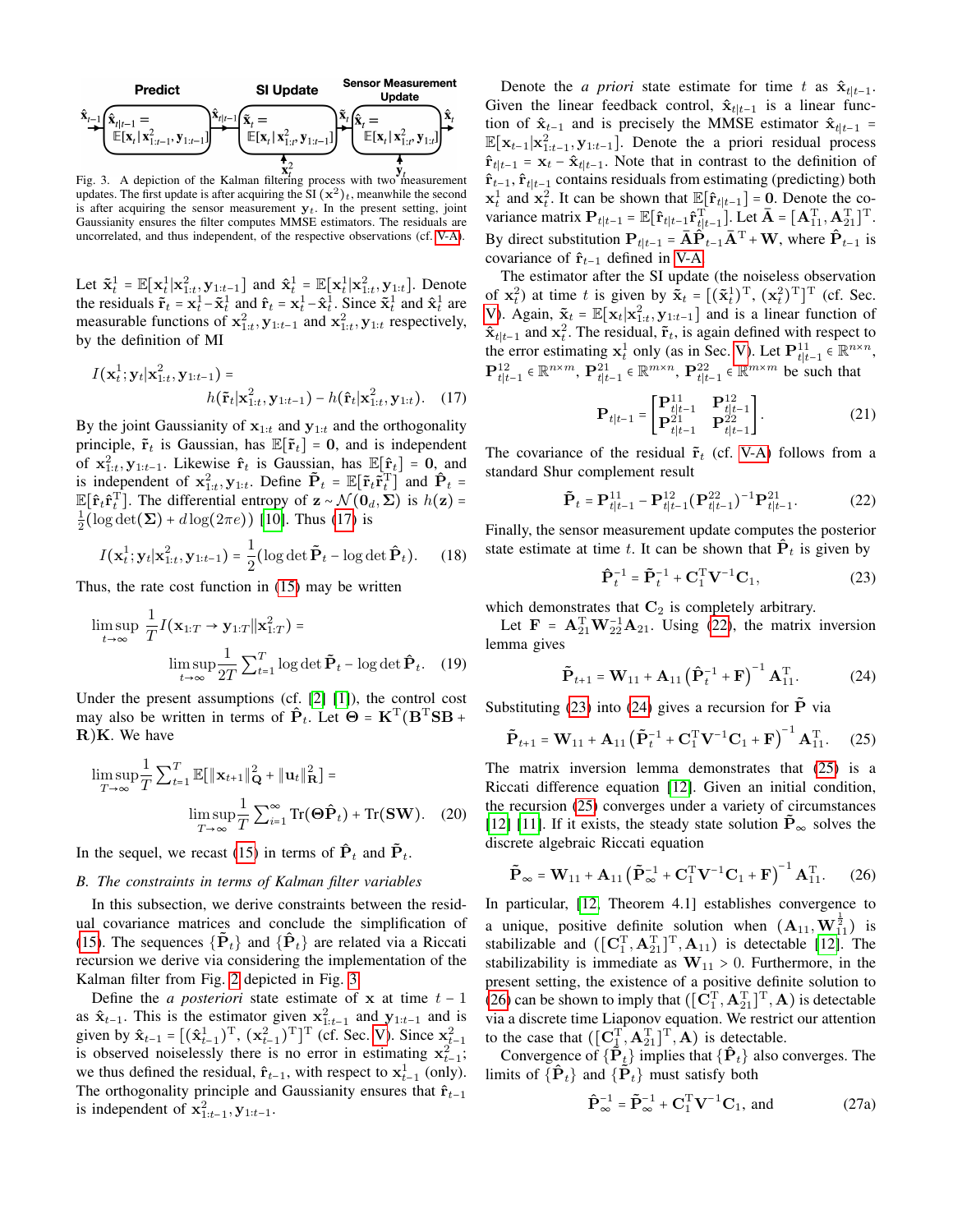Fig. 3. A depiction of the Kalman filtering process with two measurement updates. The first update is after acquiring the SI $(\mathbf{x}^2)_t$, meanwhile the second is after acquiring the sensor measurement $\mathbf{y}_t$. In the present setting, joint Gaussianity ensures the filter computes MMSE estimators. The residuals are uncorrelated, and thus independent, of the respective observations (cf. V-A).

Let $\tilde{\mathbf{x}}_t^1 = \mathbb{E}[\mathbf{x}_t^1|\mathbf{x}_{1:t}^2, \mathbf{y}_{1:t-1}]$ and $\hat{\mathbf{x}}_t^1 = \mathbb{E}[\mathbf{x}_t^1|\mathbf{x}_{1:t}^2, \mathbf{y}_{1:t}]$. Denote the residuals $\tilde{\mathbf{r}}_t = \mathbf{x}_t^1 - \tilde{\mathbf{x}}_t^1$ and $\hat{\mathbf{r}}_t = \mathbf{x}_t^1 - \hat{\mathbf{x}}_t^1$. Since $\tilde{\mathbf{x}}_t^1$ and $\hat{\mathbf{x}}_t^1$ are measurable functions of $\mathbf{x}_{1:t}^2, \mathbf{y}_{1:t-1}$ and $\mathbf{x}_{1:t}^2, \mathbf{y}_{1:t}$ respectively, by the definition of MI

$$I(\mathbf{x}_t^1; \mathbf{y}_t|\mathbf{x}_{1:t}^2, \mathbf{y}_{1:t-1}) = h(\tilde{\mathbf{r}}_t|\mathbf{x}_{1:t}^2, \mathbf{y}_{1:t-1}) - h(\hat{\mathbf{r}}_t|\mathbf{x}_{1:t}^2, \mathbf{y}_{1:t}). \quad (17)$$

By the joint Gaussianity of $\mathbf{x}_{1:t}$ and $\mathbf{y}_{1:t}$ and the orthogonality principle, $\tilde{\mathbf{r}}_t$ is Gaussian, has $\mathbb{E}[\tilde{\mathbf{r}}_t] = \mathbf{0}$, and is independent of $\mathbf{x}_{1:t}^2, \mathbf{y}_{1:t-1}$. Likewise $\hat{\mathbf{r}}_t$ is Gaussian, has $\mathbb{E}[\hat{\mathbf{r}}_t] = \mathbf{0}$, and is independent of $\mathbf{x}_{1:t}^2, \mathbf{y}_{1:t}$. Define $\tilde{\mathbf{P}}_t = \mathbb{E}[\tilde{\mathbf{r}}_t\tilde{\mathbf{r}}_t^{\mathrm{T}}]$ and $\hat{\mathbf{P}}_t = \mathbb{E}[\hat{\mathbf{r}}_t\hat{\mathbf{r}}_t^{\mathrm{T}}]$. The differential entropy of $\mathbf{z} \sim \mathcal{N}(\mathbf{0}_d, \mathbf{\Sigma})$ is $h(\mathbf{z}) = \frac{1}{2}(\log\det(\mathbf{\Sigma}) + d\log(2\pi e))$ [10]. Thus (17) is

$$I(\mathbf{x}_t^1; \mathbf{y}_t|\mathbf{x}_{1:t}^2, \mathbf{y}_{1:t-1}) = \frac{1}{2}(\log\det\tilde{\mathbf{P}}_t - \log\det\hat{\mathbf{P}}_t). \quad (18)$$

Thus, the rate cost function in (15) may be written

$$\limsup_{t\to\infty} \frac{1}{T} I(\mathbf{x}_{1:T} \to \mathbf{y}_{1:T}\|\mathbf{x}_{1:T}^2) = \limsup_{t\to\infty} \frac{1}{2T}\sum\nolimits_{t=1}^T \log\det\tilde{\mathbf{P}}_t - \log\det\hat{\mathbf{P}}_t. \quad (19)$$

Under the present assumptions (cf. [2] [1]), the control cost may also be written in terms of $\hat{\mathbf{P}}_t$. Let $\mathbf{\Theta} = \mathbf{K}^{\mathrm{T}}(\mathbf{B}^{\mathrm{T}}\mathbf{S}\mathbf{B} + \mathbf{R})\mathbf{K}$. We have

$$\limsup_{T\to\infty} \frac{1}{T}\sum\nolimits_{t=1}^T \mathbb{E}[\|\mathbf{x}_{t+1}\|_{\mathbf{Q}}^2 + \|\mathbf{u}_t\|_{\mathbf{R}}^2] = \limsup_{T\to\infty} \frac{1}{T}\sum\nolimits_{i=1}^\infty \mathrm{Tr}(\mathbf{\Theta}\hat{\mathbf{P}}_t) + \mathrm{Tr}(\mathbf{S}\mathbf{W}). \quad (20)$$

In the sequel, we recast (15) in terms of $\hat{\mathbf{P}}_t$ and $\tilde{\mathbf{P}}_t$.

### B. The constraints in terms of Kalman filter variables

In this subsection, we derive constraints between the residual covariance matrices and conclude the simplification of (15). The sequences $\{\tilde{\mathbf{P}}_t\}$ and $\{\hat{\mathbf{P}}_t\}$ are related via a Riccati recursion we derive via considering the implementation of the Kalman filter from Fig. 2 depicted in Fig. 3.

Define the *a posteriori* state estimate of $\mathbf{x}$ at time $t-1$ as $\hat{\mathbf{x}}_{t-1}$. This is the estimator given $\mathbf{x}_{1:t-1}^2$ and $\mathbf{y}_{1:t-1}$ and is given by $\hat{\mathbf{x}}_{t-1} = [(\hat{\mathbf{x}}_{t-1}^1)^{\mathrm{T}}, (\mathbf{x}_{t-1}^2)^{\mathrm{T}}]^{\mathrm{T}}$ (cf. Sec. V). Since $\mathbf{x}_{t-1}^2$ is observed noiselessly there is no error in estimating $\mathbf{x}_{t-1}^2$; we thus defined the residual, $\hat{\mathbf{r}}_{t-1}$, with respect to $\mathbf{x}_{t-1}^1$ (only). The orthogonality principle and Gaussianity ensures that $\hat{\mathbf{r}}_{t-1}$ is independent of $\mathbf{x}_{1:t-1}^2, \mathbf{y}_{1:t-1}$.

Denote the *a priori* state estimate for time $t$ as $\hat{\mathbf{x}}_{t|t-1}$. Given the linear feedback control, $\hat{\mathbf{x}}_{t|t-1}$ is a linear function of $\hat{\mathbf{x}}_{t-1}$ and is precisely the MMSE estimator $\hat{\mathbf{x}}_{t|t-1} = \mathbb{E}[\mathbf{x}_{t-1}|\mathbf{x}_{1:t-1}^2, \mathbf{y}_{1:t-1}]$. Denote the a priori residual process $\hat{\mathbf{r}}_{t|t-1} = \mathbf{x}_t - \hat{\mathbf{x}}_{t|t-1}$. Note that in contrast to the definition of $\hat{\mathbf{r}}_{t-1}$, $\hat{\mathbf{r}}_{t|t-1}$ contains residuals from estimating (predicting) both $\mathbf{x}_t^1$ and $\mathbf{x}_t^2$. It can be shown that $\mathbb{E}[\hat{\mathbf{r}}_{t|t-1}] = \mathbf{0}$. Denote the covariance matrix $\mathbf{P}_{t|t-1} = \mathbb{E}[\hat{\mathbf{r}}_{t|t-1}\hat{\mathbf{r}}_{t|t-1}^{\mathrm{T}}]$. Let $\bar{\mathbf{A}} = [\mathbf{A}_{11}^{\mathrm{T}}, \mathbf{A}_{21}^{\mathrm{T}}]^{\mathrm{T}}$. By direct substitution $\mathbf{P}_{t|t-1} = \bar{\mathbf{A}}\hat{\mathbf{P}}_{t-1}\bar{\mathbf{A}}^{\mathrm{T}} + \mathbf{W}$, where $\hat{\mathbf{P}}_{t-1}$ is covariance of $\hat{\mathbf{r}}_{t-1}$ defined in V-A.

The estimator after the SI update (the noiseless observation of $\mathbf{x}_t^2$) at time $t$ is given by $\tilde{\mathbf{x}}_t = [(\tilde{\mathbf{x}}_t^1)^{\mathrm{T}}, (\mathbf{x}_t^2)^{\mathrm{T}}]^{\mathrm{T}}$ (cf. Sec. V). Again, $\tilde{\mathbf{x}}_t = \mathbb{E}[\mathbf{x}_t|\mathbf{x}_{1:t}^2, \mathbf{y}_{1:t-1}]$ and is a linear function of $\hat{\mathbf{x}}_{t|t-1}$ and $\mathbf{x}_t^2$. The residual, $\tilde{\mathbf{r}}_t$, is again defined with respect to the error estimating $\mathbf{x}_t^1$ only (as in Sec. V). Let $\mathbf{P}_{t|t-1}^{11} \in \mathbb{R}^{n\times n}$, $\mathbf{P}_{t|t-1}^{12} \in \mathbb{R}^{n\times m}$, $\mathbf{P}_{t|t-1}^{21} \in \mathbb{R}^{m\times n}$, $\mathbf{P}_{t|t-1}^{22} \in \mathbb{R}^{m\times m}$ be such that

$$\mathbf{P}_{t|t-1} = \begin{bmatrix} \mathbf{P}_{t|t-1}^{11} & \mathbf{P}_{t|t-1}^{12} \\ \mathbf{P}_{t|t-1}^{21} & \mathbf{P}_{t|t-1}^{22} \end{bmatrix}. \quad (21)$$

The covariance of the residual $\tilde{\mathbf{r}}_t$ (cf. V-A) follows from a standard Shur complement result

$$\tilde{\mathbf{P}}_t = \mathbf{P}_{t|t-1}^{11} - \mathbf{P}_{t|t-1}^{12}(\mathbf{P}_{t|t-1}^{22})^{-1}\mathbf{P}_{t|t-1}^{21}. \quad (22)$$

Finally, the sensor measurement update computes the posterior state estimate at time $t$. It can be shown that $\hat{\mathbf{P}}_t$ is given by

$$\hat{\mathbf{P}}_t^{-1} = \tilde{\mathbf{P}}_t^{-1} + \mathbf{C}_1^{\mathrm{T}}\mathbf{V}^{-1}\mathbf{C}_1, \quad (23)$$

which demonstrates that $\mathbf{C}_2$ is completely arbitrary.

Let $\mathbf{F} = \mathbf{A}_{21}^{\mathrm{T}}\mathbf{W}_{22}^{-1}\mathbf{A}_{21}$. Using (22), the matrix inversion lemma gives

$$\tilde{\mathbf{P}}_{t+1} = \mathbf{W}_{11} + \mathbf{A}_{11}\left(\hat{\mathbf{P}}_t^{-1} + \mathbf{F}\right)^{-1}\mathbf{A}_{11}^{\mathrm{T}}. \quad (24)$$

Substituting (23) into (24) gives a recursion for $\tilde{\mathbf{P}}$ via

$$\tilde{\mathbf{P}}_{t+1} = \mathbf{W}_{11} + \mathbf{A}_{11}\left(\tilde{\mathbf{P}}_t^{-1} + \mathbf{C}_1^{\mathrm{T}}\mathbf{V}^{-1}\mathbf{C}_1 + \mathbf{F}\right)^{-1}\mathbf{A}_{11}^{\mathrm{T}}. \quad (25)$$

The matrix inversion lemma demonstrates that (25) is a Riccati difference equation [12]. Given an initial condition, the recursion (25) converges under a variety of circumstances [12] [11]. If it exists, the steady state solution $\tilde{\mathbf{P}}_\infty$ solves the discrete algebraic Riccati equation

$$\tilde{\mathbf{P}}_\infty = \mathbf{W}_{11} + \mathbf{A}_{11}\left(\tilde{\mathbf{P}}_\infty^{-1} + \mathbf{C}_1^{\mathrm{T}}\mathbf{V}^{-1}\mathbf{C}_1 + \mathbf{F}\right)^{-1}\mathbf{A}_{11}^{\mathrm{T}}. \quad (26)$$

In particular, [12, Theorem 4.1] establishes convergence to a unique, positive definite solution when $(\mathbf{A}_{11}, \mathbf{W}_{11}^{\frac{1}{2}})$ is stabilizable and $([\mathbf{C}_1^{\mathrm{T}}, \mathbf{A}_{21}^{\mathrm{T}}]^{\mathrm{T}}, \mathbf{A}_{11})$ is detectable [12]. The stabilizability is immediate as $\mathbf{W}_{11} > 0$. Furthermore, in the present setting, the existence of a positive definite solution to (26) can be shown to imply that $([\mathbf{C}_1^{\mathrm{T}}, \mathbf{A}_{21}^{\mathrm{T}}]^{\mathrm{T}}, \mathbf{A})$ is detectable via a discrete time Liaponov equation. We restrict our attention to the case that $([\mathbf{C}_1^{\mathrm{T}}, \mathbf{A}_{21}^{\mathrm{T}}]^{\mathrm{T}}, \mathbf{A})$ is detectable.

Convergence of $\{\tilde{\mathbf{P}}_t\}$ implies that $\{\hat{\mathbf{P}}_t\}$ also converges. The limits of $\{\hat{\mathbf{P}}_t\}$ and $\{\tilde{\mathbf{P}}_t\}$ must satisfy both

$$\hat{\mathbf{P}}_\infty^{-1} = \tilde{\mathbf{P}}_\infty^{-1} + \mathbf{C}_1^{\mathrm{T}}\mathbf{V}^{-1}\mathbf{C}_1, \text{ and} \quad (27a)$$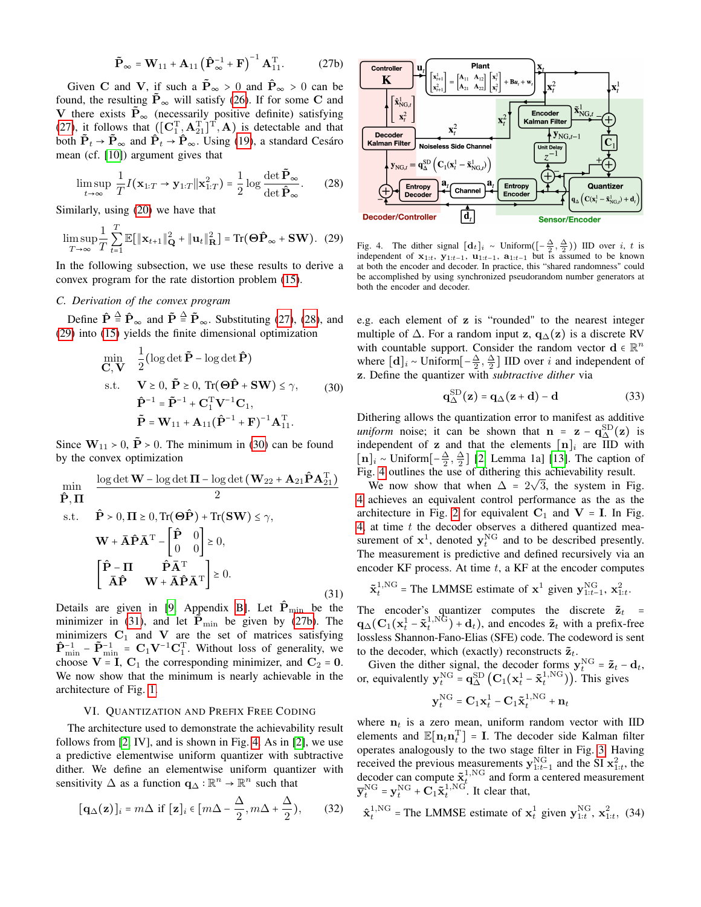$$\tilde{\mathbf{P}}_\infty = \mathbf{W}_{11} + \mathbf{A}_{11}\left(\hat{\mathbf{P}}_\infty^{-1} + \mathbf{F}\right)^{-1}\mathbf{A}_{11}^{\mathrm{T}}. \tag{27b}$$

Given $\mathbf{C}$ and $\mathbf{V}$, if such a $\tilde{\mathbf{P}}_\infty > 0$ and $\hat{\mathbf{P}}_\infty > 0$ can be found, the resulting $\tilde{\mathbf{P}}_\infty$ will satisfy (26). If for some $\mathbf{C}$ and $\mathbf{V}$ there exists $\tilde{\mathbf{P}}_\infty$ (necessarily positive definite) satisfying (27), it follows that $([\mathbf{C}_1^{\mathrm{T}}, \mathbf{A}_{21}^{\mathrm{T}}]^{\mathrm{T}}, \mathbf{A})$ is detectable and that both $\tilde{\mathbf{P}}_t \to \tilde{\mathbf{P}}_\infty$ and $\hat{\mathbf{P}}_t \to \hat{\mathbf{P}}_\infty$. Using (19), a standard Cesáro mean (cf. [10]) argument gives that

$$\limsup_{t\to\infty} \frac{1}{T} I(\mathbf{x}_{1:T} \to \mathbf{y}_{1:T} \| \mathbf{x}_{1:T}^2) = \frac{1}{2}\log\frac{\det\tilde{\mathbf{P}}_\infty}{\det\hat{\mathbf{P}}_\infty}. \tag{28}$$

Similarly, using (20) we have that

$$\limsup_{T\to\infty} \frac{1}{T}\sum_{t=1}^{T} \mathbb{E}[\|\mathbf{x}_{t+1}\|_{\mathbf{Q}}^2 + \|\mathbf{u}_t\|_{\mathbf{R}}^2] = \mathrm{Tr}(\mathbf{\Theta}\hat{\mathbf{P}}_\infty + \mathbf{SW}). \tag{29}$$

In the following subsection, we use these results to derive a convex program for the rate distortion problem (15).

### C. Derivation of the convex program

Define $\hat{\mathbf{P}} \triangleq \hat{\mathbf{P}}_\infty$ and $\tilde{\mathbf{P}} \triangleq \tilde{\mathbf{P}}_\infty$. Substituting (27), (28), and (29) into (15) yields the finite dimensional optimization

$$\begin{aligned}
\min_{\mathbf{C},\mathbf{V}} \quad & \frac{1}{2}(\log\det\tilde{\mathbf{P}} - \log\det\hat{\mathbf{P}}) \\
\text{s.t.} \quad & \mathbf{V} \geq 0,\ \tilde{\mathbf{P}} \geq 0,\ \mathrm{Tr}(\mathbf{\Theta}\hat{\mathbf{P}} + \mathbf{SW}) \leq \gamma, \\
& \hat{\mathbf{P}}^{-1} = \tilde{\mathbf{P}}^{-1} + \mathbf{C}_1^{\mathrm{T}}\mathbf{V}^{-1}\mathbf{C}_1, \\
& \tilde{\mathbf{P}} = \mathbf{W}_{11} + \mathbf{A}_{11}(\hat{\mathbf{P}}^{-1} + \mathbf{F})^{-1}\mathbf{A}_{11}^{\mathrm{T}}.
\end{aligned} \tag{30}$$

Since $\mathbf{W}_{11} > 0$, $\tilde{\mathbf{P}} > 0$. The minimum in (30) can be found by the convex optimization

$$\begin{aligned}
\min_{\hat{\mathbf{P}},\mathbf{\Pi}} \quad & \frac{\log\det\mathbf{W} - \log\det\mathbf{\Pi} - \log\det\left(\mathbf{W}_{22} + \mathbf{A}_{21}\hat{\mathbf{P}}\mathbf{A}_{21}^{\mathrm{T}}\right)}{2} \\
\text{s.t.} \quad & \hat{\mathbf{P}} > 0,\ \mathbf{\Pi} \geq 0,\ \mathrm{Tr}(\mathbf{\Theta}\hat{\mathbf{P}}) + \mathrm{Tr}(\mathbf{SW}) \leq \gamma, \\
& \mathbf{W} + \bar{\mathbf{A}}\hat{\mathbf{P}}\bar{\mathbf{A}}^{\mathrm{T}} - \begin{bmatrix} \hat{\mathbf{P}} & 0 \\ 0 & 0 \end{bmatrix} \geq 0, \\
& \begin{bmatrix} \hat{\mathbf{P}} - \mathbf{\Pi} & \hat{\mathbf{P}}\bar{\mathbf{A}}^{\mathrm{T}} \\ \bar{\mathbf{A}}\hat{\mathbf{P}} & \mathbf{W} + \bar{\mathbf{A}}\hat{\mathbf{P}}\bar{\mathbf{A}}^{\mathrm{T}} \end{bmatrix} \geq 0.
\end{aligned} \tag{31}$$

Details are given in [9, Appendix B]. Let $\hat{\mathbf{P}}_{\min}$ be the minimizer in (31), and let $\tilde{\mathbf{P}}_{\min}$ be given by (27b). The minimizers $\mathbf{C}_1$ and $\mathbf{V}$ are the set of matrices satisfying $\hat{\mathbf{P}}_{\min}^{-1} - \tilde{\mathbf{P}}_{\min}^{-1} = \mathbf{C}_1\mathbf{V}^{-1}\mathbf{C}_1^{\mathrm{T}}$. Without loss of generality, we choose $\mathbf{V} = \mathbf{I}$, $\mathbf{C}_1$ the corresponding minimizer, and $\mathbf{C}_2 = \mathbf{0}$. We now show that the minimum is nearly achievable in the architecture of Fig. 1.

## VI. Quantization and Prefix Free Coding

The architecture used to demonstrate the achievability result follows from [2, IV], and is shown in Fig. 4. As in [2], we use a predictive elementwise uniform quantizer with subtractive dither. We define an elementwise uniform quantizer with sensitivity $\Delta$ as a function $\mathbf{q}_\Delta : \mathbb{R}^n \to \mathbb{R}^n$ such that

$$[\mathbf{q}_\Delta(\mathbf{z})]_i = m\Delta \text{ if } [\mathbf{z}]_i \in [m\Delta - \frac{\Delta}{2}, m\Delta + \frac{\Delta}{2}), \tag{32}$$

Fig. 4. The dither signal $[\mathbf{d}_t]_i \sim \text{Uniform}([-\frac{\Delta}{2}, \frac{\Delta}{2}))$ IID over $i$, $t$ is independent of $\mathbf{x}_{1:t}$, $\mathbf{y}_{1:t-1}$, $\mathbf{u}_{1:t-1}$, $\mathbf{a}_{1:t-1}$ but is assumed to be known at both the encoder and decoder. In practice, this "shared randomness" could be accomplished by using synchronized pseudorandom number generators at both the encoder and decoder.

e.g. each element of $\mathbf{z}$ is "rounded" to the nearest integer multiple of $\Delta$. For a random input $\mathbf{z}$, $\mathbf{q}_\Delta(\mathbf{z})$ is a discrete RV with countable support. Consider the random vector $\mathbf{d} \in \mathbb{R}^n$ where $[\mathbf{d}]_i \sim \text{Uniform}[-\frac{\Delta}{2}, \frac{\Delta}{2}]$ IID over $i$ and independent of $\mathbf{z}$. Define the quantizer with *subtractive dither* via

$$\mathbf{q}_\Delta^{\mathrm{SD}}(\mathbf{z}) = \mathbf{q}_\Delta(\mathbf{z} + \mathbf{d}) - \mathbf{d} \tag{33}$$

Dithering allows the quantization error to manifest as additive *uniform* noise; it can be shown that $\mathbf{n} = \mathbf{z} - \mathbf{q}_\Delta^{\mathrm{SD}}(\mathbf{z})$ is independent of $\mathbf{z}$ and that the elements $[\mathbf{n}]_i$ are IID with $[\mathbf{n}]_i \sim \text{Uniform}[-\frac{\Delta}{2}, \frac{\Delta}{2}]$ [2, Lemma 1a] [13]. The caption of Fig. 4 outlines the use of dithering this achievability result.

We now show that when $\Delta = 2\sqrt{3}$, the system in Fig. 4 achieves an equivalent control performance as the as the architecture in Fig. 2 for equivalent $\mathbf{C}_1$ and $\mathbf{V} = \mathbf{I}$. In Fig. 4, at time $t$ the decoder observes a dithered quantized measurement of $\mathbf{x}^1$, denoted $\mathbf{y}_t^{\mathrm{NG}}$ and to be described presently. The measurement is predictive and defined recursively via an encoder KF process. At time $t$, a KF at the encoder computes

$$\tilde{\mathbf{x}}_t^{1,\mathrm{NG}} = \text{The LMMSE estimate of } \mathbf{x}^1 \text{ given } \mathbf{y}_{1:t-1}^{\mathrm{NG}}, \mathbf{x}_{1:t}^2.$$

The encoder's quantizer computes the discrete $\tilde{\mathbf{z}}_t = \mathbf{q}_\Delta(\mathbf{C}_1(\mathbf{x}_t^1 - \tilde{\mathbf{x}}_t^{1,\mathrm{NG}}) + \mathbf{d}_t)$, and encodes $\tilde{\mathbf{z}}_t$ with a prefix-free lossless Shannon-Fano-Elias (SFE) code. The codeword is sent to the decoder, which (exactly) reconstructs $\tilde{\mathbf{z}}_t$.

Given the dither signal, the decoder forms $\mathbf{y}_t^{\mathrm{NG}} = \tilde{\mathbf{z}}_t - \mathbf{d}_t$, or, equivalently $\mathbf{y}_t^{\mathrm{NG}} = \mathbf{q}_\Delta^{\mathrm{SD}}\left(\mathbf{C}_1(\mathbf{x}_t^1 - \tilde{\mathbf{x}}_t^{1,\mathrm{NG}})\right)$. This gives

$$\mathbf{y}_t^{\mathrm{NG}} = \mathbf{C}_1\mathbf{x}_t^1 - \mathbf{C}_1\tilde{\mathbf{x}}_t^{1,\mathrm{NG}} + \mathbf{n}_t$$

where $\mathbf{n}_t$ is a zero mean, uniform random vector with IID elements and $\mathbb{E}[\mathbf{n}_t\mathbf{n}_t^{\mathrm{T}}] = \mathbf{I}$. The decoder side Kalman filter operates analogously to the two stage filter in Fig. 3. Having received the previous measurements $\mathbf{y}_{1:t-1}^{\mathrm{NG}}$ and the SI $\mathbf{x}_{1:t}^2$, the decoder can compute $\tilde{\mathbf{x}}_t^{1,\mathrm{NG}}$ and form a centered measurement $\bar{\mathbf{y}}_t^{\mathrm{NG}} = \mathbf{y}_t^{\mathrm{NG}} + \mathbf{C}_1\tilde{\mathbf{x}}_t^{1,\mathrm{NG}}$. It clear that,

$$\hat{\mathbf{x}}_t^{1,\mathrm{NG}} = \text{The LMMSE estimate of } \mathbf{x}_t^1 \text{ given } \mathbf{y}_{1:t}^{\mathrm{NG}}, \mathbf{x}_{1:t}^2, \tag{34}$$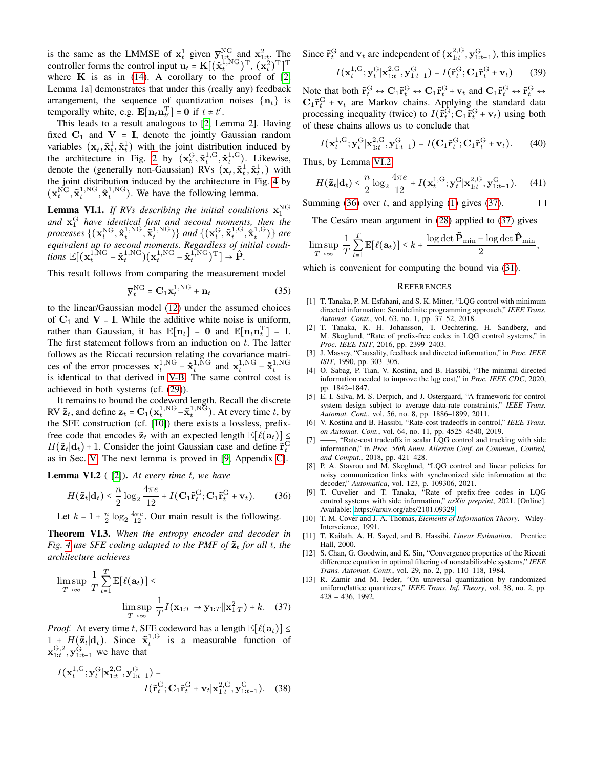is the same as the LMMSE of $\mathbf{x}_t^1$ given $\overline{\mathbf{y}}_{1:t}^{\text{NG}}$ and $\mathbf{x}_{1:t}^2$. The controller forms the control input $\mathbf{u}_t = \mathbf{K}[(\hat{\mathbf{x}}_t^{1,\text{NG}})^{\text{T}}, (\mathbf{x}_t^2)^{\text{T}}]^{\text{T}}$ where $\mathbf{K}$ is as in (14). A corollary to the proof of [2, Lemma 1a] demonstrates that under this (really any) feedback arrangement, the sequence of quantization noises $\{\mathbf{n}_t\}$ is temporally white, e.g. $\mathbf{E}[\mathbf{n}_t \mathbf{n}_{t'}^{\text{T}}] = \mathbf{0}$ if $t \neq t'$.

This leads to a result analogous to [2, Lemma 2]. Having fixed $\mathbf{C}_1$ and $\mathbf{V} = \mathbf{I}$, denote the jointly Gaussian random variables $(\mathbf{x}_t, \tilde{\mathbf{x}}_t^1, \hat{\mathbf{x}}_t^1)$ with the joint distribution induced by the architecture in Fig. 2 by $(\mathbf{x}_t^{\text{G}}, \tilde{\mathbf{x}}_t^{1,\text{G}}, \hat{\mathbf{x}}_t^{1,\text{G}})$. Likewise, denote the (generally non-Gaussian) RVs $(\mathbf{x}_t, \tilde{\mathbf{x}}_t^1, \hat{\mathbf{x}}_t^1,)$ with the joint distribution induced by the architecture in Fig. 4 by $(\mathbf{x}_t^{\text{NG}}, \tilde{\mathbf{x}}_t^{1,\text{NG}}, \hat{\mathbf{x}}_t^{1,\text{NG}})$. We have the following lemma.

**Lemma VI.1.** *If RVs describing the initial conditions $\mathbf{x}_1^{\text{NG}}$ and $\mathbf{x}_1^{\text{G}}$ have identical first and second moments, then the processes $\{(\mathbf{x}_t^{\text{NG}}, \hat{\mathbf{x}}_t^{1,\text{NG}}, \tilde{\mathbf{x}}_t^{1,\text{NG}})\}$ and $\{(\mathbf{x}_t^{\text{G}}, \tilde{\mathbf{x}}_t^{1,\text{G}}, \hat{\mathbf{x}}_t^{1,\text{G}})\}$ are equivalent up to second moments. Regardless of initial conditions $\mathbb{E}[(\mathbf{x}_t^{1,\text{NG}} - \hat{\mathbf{x}}_t^{1,\text{NG}})(\mathbf{x}_t^{1,\text{NG}} - \hat{\mathbf{x}}_t^{1,\text{NG}})^{\text{T}}] \to \hat{\mathbf{P}}$.*

This result follows from comparing the measurement model

$$\overline{\mathbf{y}}_t^{\text{NG}} = \mathbf{C}_1 \mathbf{x}_t^{1,\text{NG}} + \mathbf{n}_t \tag{35}$$

to the linear/Gaussian model (12) under the assumed choices of $\mathbf{C}_1$ and $\mathbf{V} = \mathbf{I}$. While the additive white noise is uniform, rather than Gaussian, it has $\mathbb{E}[\mathbf{n}_t] = \mathbf{0}$ and $\mathbb{E}[\mathbf{n}_t \mathbf{n}_t^{\text{T}}] = \mathbf{I}$. The first statement follows from an induction on $t$. The latter follows as the Riccati recursion relating the covariance matrices of the error processes $\mathbf{x}_t^{1,\text{NG}} - \hat{\mathbf{x}}_t^{1,\text{NG}}$ and $\mathbf{x}_t^{1,\text{NG}} - \tilde{\mathbf{x}}_t^{1,\text{NG}}$ is identical to that derived in V-B. The same control cost is achieved in both systems (cf. (29)).

It remains to bound the codeword length. Recall the discrete RV $\tilde{\mathbf{z}}_t$, and define $\mathbf{z}_t = \mathbf{C}_1(\mathbf{x}_t^{1,\text{NG}} - \tilde{\mathbf{x}}_t^{1,\text{NG}})$. At every time $t$, by the SFE construction (cf. [10]) there exists a lossless, prefix-free code that encodes $\tilde{\mathbf{z}}_t$ with an expected length $\mathbb{E}[\ell(\mathbf{a}_t)] \leq H(\tilde{\mathbf{z}}_t|\mathbf{d}_t) + 1$. Consider the joint Gaussian case and define $\tilde{\mathbf{r}}_t^{\text{G}}$ as in Sec. V. The next lemma is proved in [9, Appendix C].

**Lemma VI.2** ( [2]). *At every time $t$, we have*

$$H(\tilde{\mathbf{z}}_t|\mathbf{d}_t) \leq \frac{n}{2}\log_2 \frac{4\pi e}{12} + I(\mathbf{C}_1\tilde{\mathbf{r}}_t^{\text{G}}; \mathbf{C}_1\tilde{\mathbf{r}}_t^{\text{G}} + \mathbf{v}_t). \tag{36}$$

Let $k = 1 + \frac{n}{2}\log_2 \frac{4\pi e}{12}$. Our main result is the following.

**Theorem VI.3.** *When the entropy encoder and decoder in Fig. 4 use SFE coding adapted to the PMF of $\tilde{\mathbf{z}}_t$ for all $t$, the architecture achieves*

$$\limsup_{T\to\infty} \frac{1}{T}\sum_{t=1}^{T} \mathbb{E}[\ell(\mathbf{a}_t)] \leq \limsup_{T\to\infty} \frac{1}{T} I(\mathbf{x}_{1:T} \to \mathbf{y}_{1:T} \| \mathbf{x}_{1:T}^2) + k. \tag{37}$$

*Proof.* At every time $t$, SFE codeword has a length $\mathbb{E}[\ell(\mathbf{a}_t)] \leq 1 + H(\tilde{\mathbf{z}}_t|\mathbf{d}_t)$. Since $\tilde{\mathbf{x}}_t^{1,\text{G}}$ is a measurable function of $\mathbf{x}_{1:t}^{\text{G},2}, \mathbf{y}_{1:t-1}^{\text{G}}$ we have that

$$I(\mathbf{x}_t^{1,\text{G}}; \mathbf{y}_t^{\text{G}}|\mathbf{x}_{1:t}^{2,\text{G}}, \mathbf{y}_{1:t-1}^{\text{G}}) = I(\tilde{\mathbf{r}}_t^{\text{G}}; \mathbf{C}_1\tilde{\mathbf{r}}_t^{\text{G}} + \mathbf{v}_t|\mathbf{x}_{1:t}^{2,\text{G}}, \mathbf{y}_{1:t-1}^{\text{G}}). \tag{38}$$

Since $\tilde{\mathbf{r}}_t^{\text{G}}$ and $\mathbf{v}_t$ are independent of $(\mathbf{x}_{1:t}^{2,\text{G}}, \mathbf{y}_{1:t-1}^{\text{G}})$, this implies

$$I(\mathbf{x}_t^{1,\text{G}}; \mathbf{y}_t^{\text{G}}|\mathbf{x}_{1:t}^{2,\text{G}}, \mathbf{y}_{1:t-1}^{\text{G}}) = I(\tilde{\mathbf{r}}_t^{\text{G}}; \mathbf{C}_1\tilde{\mathbf{r}}_t^{\text{G}} + \mathbf{v}_t) \tag{39}$$

Note that both $\tilde{\mathbf{r}}_t^{\text{G}} \leftrightarrow \mathbf{C}_1\tilde{\mathbf{r}}_t^{\text{G}} \leftrightarrow \mathbf{C}_1\tilde{\mathbf{r}}_t^{\text{G}} + \mathbf{v}_t$ and $\mathbf{C}_1\tilde{\mathbf{r}}_t^{\text{G}} \leftrightarrow \tilde{\mathbf{r}}_t^{\text{G}} \leftrightarrow \mathbf{C}_1\tilde{\mathbf{r}}_t^{\text{G}} + \mathbf{v}_t$ are Markov chains. Applying the standard data processing inequality (twice) to $I(\tilde{\mathbf{r}}_t^{\text{G}}; \mathbf{C}_1\tilde{\mathbf{r}}_t^{\text{G}} + \mathbf{v}_t)$ using both of these chains allows us to conclude that

$$I(\mathbf{x}_t^{1,\text{G}}; \mathbf{y}_t^{\text{G}}|\mathbf{x}_{1:t}^{2,\text{G}}, \mathbf{y}_{1:t-1}^{\text{G}}) = I(\mathbf{C}_1\tilde{\mathbf{r}}_t^{\text{G}}; \mathbf{C}_1\tilde{\mathbf{r}}_t^{\text{G}} + \mathbf{v}_t). \tag{40}$$

Thus, by Lemma VI.2

$$H(\tilde{\mathbf{z}}_t|\mathbf{d}_t) \leq \frac{n}{2}\log_2 \frac{4\pi e}{12} + I(\mathbf{x}_t^{1,\text{G}}; \mathbf{y}_t^{\text{G}}|\mathbf{x}_{1:t}^{2,\text{G}}, \mathbf{y}_{1:t-1}^{\text{G}}). \tag{41}$$

Summing (36) over $t$, and applying (1) gives (37). $\square$

The Cesáro mean argument in (28) applied to (37) gives

$$\limsup_{T\to\infty} \frac{1}{T}\sum_{t=1}^{T} \mathbb{E}[\ell(\mathbf{a}_t)] \leq k + \frac{\log\det \tilde{\mathbf{P}}_{\min} - \log\det \hat{\mathbf{P}}_{\min}}{2},$$

which is convenient for computing the bound via (31).

## References

[1] T. Tanaka, P. M. Esfahani, and S. K. Mitter, "LQG control with minimum directed information: Semidefinite programming approach," *IEEE Trans. Automat. Contr.*, vol. 63, no. 1, pp. 37–52, 2018.

[2] T. Tanaka, K. H. Johansson, T. Oechtering, H. Sandberg, and M. Skoglund, "Rate of prefix-free codes in LQG control systems," in *Proc. IEEE ISIT*, 2016, pp. 2399–2403.

[3] J. Massey, "Causality, feedback and directed information," in *Proc. IEEE ISIT*, 1990, pp. 303–305.

[4] O. Sabag, P. Tian, V. Kostina, and B. Hassibi, "The minimal directed information needed to improve the lqg cost," in *Proc. IEEE CDC*, 2020, pp. 1842–1847.

[5] E. I. Silva, M. S. Derpich, and J. Ostergaard, "A framework for control system design subject to average data-rate constraints," *IEEE Trans. Automat. Cont.*, vol. 56, no. 8, pp. 1886–1899, 2011.

[6] V. Kostina and B. Hassibi, "Rate-cost tradeoffs in control," *IEEE Trans. on Automat. Cont.*, vol. 64, no. 11, pp. 4525–4540, 2019.

[7] ——, "Rate-cost tradeoffs in scalar LQG control and tracking with side information," in *Proc. 56th Annu. Allerton Conf. on Commun., Control, and Comput.*, 2018, pp. 421–428.

[8] P. A. Stavrou and M. Skoglund, "LQG control and linear policies for noisy communication links with synchronized side information at the decoder," *Automatica*, vol. 123, p. 109306, 2021.

[9] T. Cuvelier and T. Tanaka, "Rate of prefix-free codes in LQG control systems with side information," *arXiv preprint*, 2021. [Online]. Available: https://arxiv.org/abs/2101.09329

[10] T. M. Cover and J. A. Thomas, *Elements of Information Theory*. Wiley-Interscience, 1991.

[11] T. Kailath, A. H. Sayed, and B. Hassibi, *Linear Estimation*. Prentice Hall, 2000.

[12] S. Chan, G. Goodwin, and K. Sin, "Convergence properties of the Riccati difference equation in optimal filtering of nonstabilizable systems," *IEEE Trans. Automat. Contr.*, vol. 29, no. 2, pp. 110–118, 1984.

[13] R. Zamir and M. Feder, "On universal quantization by randomized uniform/lattice quantizers," *IEEE Trans. Inf. Theory*, vol. 38, no. 2, pp. 428 – 436, 1992.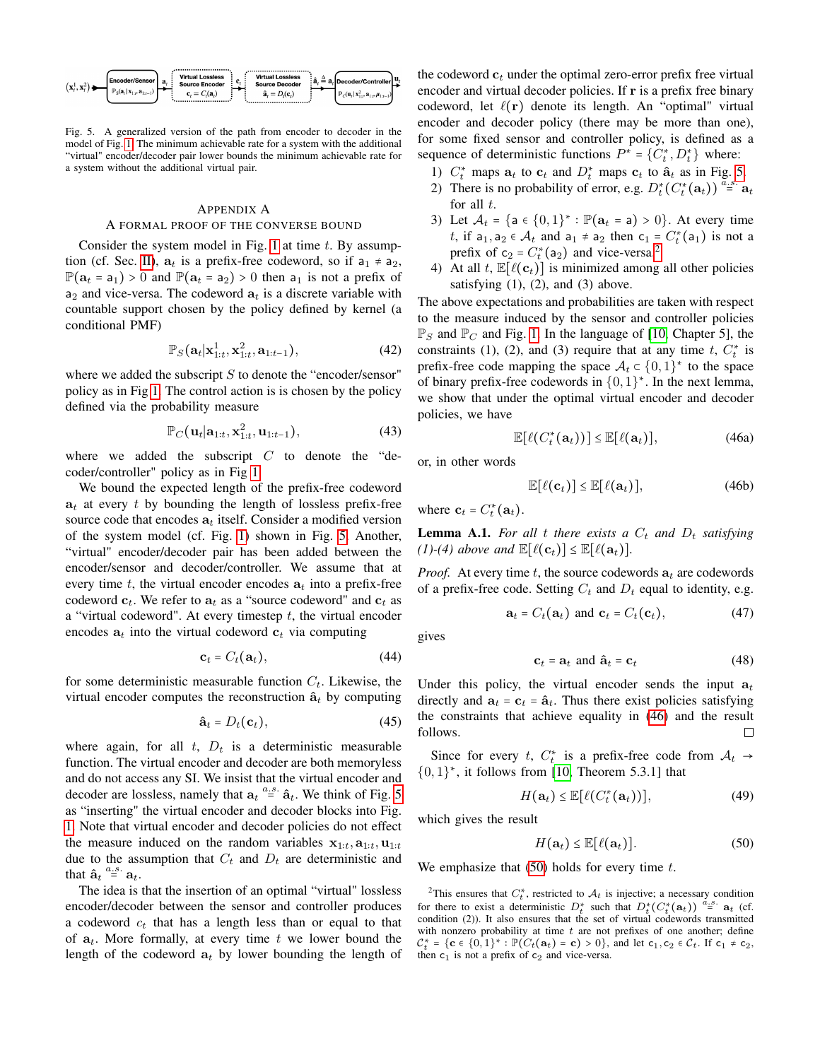Fig. 5. A generalized version of the path from encoder to decoder in the model of Fig. 1. The minimum achievable rate for a system with the additional "virtual" encoder/decoder pair lower bounds the minimum achievable rate for a system without the additional virtual pair.

## Appendix A
### A formal proof of the converse bound

Consider the system model in Fig. 1 at time $t$. By assumption (cf. Sec. II), $\mathbf{a}_t$ is a prefix-free codeword, so if $\mathsf{a}_1 \neq \mathsf{a}_2$, $\mathbb{P}(\mathbf{a}_t = \mathsf{a}_1) > 0$ and $\mathbb{P}(\mathbf{a}_t = \mathsf{a}_2) > 0$ then $\mathsf{a}_1$ is not a prefix of $\mathsf{a}_2$ and vice-versa. The codeword $\mathbf{a}_t$ is a discrete variable with countable support chosen by the policy defined by kernel (a conditional PMF)

$$\mathbb{P}_S(\mathbf{a}_t|\mathbf{x}^1_{1:t}, \mathbf{x}^2_{1:t}, \mathbf{a}_{1:t-1}), \tag{42}$$

where we added the subscript $S$ to denote the "encoder/sensor" policy as in Fig 1. The control action is is chosen by the policy defined via the probability measure

$$\mathbb{P}_C(\mathbf{u}_t|\mathbf{a}_{1:t}, \mathbf{x}^2_{1:t}, \mathbf{u}_{1:t-1}), \tag{43}$$

where we added the subscript $C$ to denote the "decoder/controller" policy as in Fig 1.

We bound the expected length of the prefix-free codeword $\mathbf{a}_t$ at every $t$ by bounding the length of lossless prefix-free source code that encodes a modified version of $\mathbf{a}_t$ itself. Consider a modified version of the system model (cf. Fig. 1) shown in Fig. 5. Another, "virtual" encoder/decoder pair has been added between the encoder/sensor and decoder/controller. We assume that at every time $t$, the virtual encoder encodes $\mathbf{a}_t$ into a prefix-free codeword $\mathbf{c}_t$. We refer to $\mathbf{a}_t$ as a "source codeword" and $\mathbf{c}_t$ as a "virtual codeword". At every timestep $t$, the virtual encoder encodes $\mathbf{a}_t$ into the virtual codeword $\mathbf{c}_t$ via computing

$$\mathbf{c}_t = C_t(\mathbf{a}_t), \tag{44}$$

for some deterministic measurable function $C_t$. Likewise, the virtual encoder computes the reconstruction $\hat{\mathbf{a}}_t$ by computing

$$\hat{\mathbf{a}}_t = D_t(\mathbf{c}_t), \tag{45}$$

where again, for all $t$, $D_t$ is a deterministic measurable function. The virtual encoder and decoder are both memoryless and do not access any SI. We insist that the virtual encoder and decoder are lossless, namely that $\mathbf{a}_t \overset{a.s.}{=} \hat{\mathbf{a}}_t$. We think of Fig. 5 as "inserting" the virtual encoder and decoder blocks into Fig. 1. Note that virtual encoder and decoder policies do not effect the measure induced on the random variables $\mathbf{x}_{1:t}, \mathbf{a}_{1:t}, \mathbf{u}_{1:t}$ due to the assumption that $C_t$ and $D_t$ are deterministic and that $\hat{\mathbf{a}}_t \overset{a.s.}{=} \mathbf{a}_t$.

The idea is that the insertion of an optimal "virtual" lossless encoder/decoder between the sensor and controller produces a codeword $c_t$ that has a length less than or equal to that of $\mathbf{a}_t$. More formally, at every time $t$ we lower bound the length of the codeword $\mathbf{a}_t$ by lower bounding the length of the codeword $\mathbf{c}_t$ under the optimal zero-error prefix free virtual encoder and virtual decoder policies. If $\mathbf{r}$ is a prefix free binary codeword, let $\ell(\mathbf{r})$ denote its length. An "optimal" virtual encoder and decoder policy (there may be more than one), for some fixed sensor and controller policy, is defined as a sequence of deterministic functions $P^* = \{C^*_t, D^*_t\}$ where:

1) $C^*_t$ maps $\mathbf{a}_t$ to $\mathbf{c}_t$ and $D^*_t$ maps $\mathbf{c}_t$ to $\hat{\mathbf{a}}_t$ as in Fig. 5.
2) There is no probability of error, e.g. $D^*_t(C^*_t(\mathbf{a}_t)) \overset{a.s.}{=} \mathbf{a}_t$ for all $t$.
3) Let $\mathcal{A}_t = \{\mathsf{a} \in \{0,1\}^* : \mathbb{P}(\mathbf{a}_t = \mathsf{a}) > 0\}$. At every time $t$, if $\mathsf{a}_1, \mathsf{a}_2 \in \mathcal{A}_t$ and $\mathsf{a}_1 \neq \mathsf{a}_2$ then $\mathsf{c}_1 = C^*_t(\mathsf{a}_1)$ is not a prefix of $\mathsf{c}_2 = C^*_t(\mathsf{a}_2)$ and vice-versa.[2]
4) At all $t$, $\mathbb{E}[\ell(\mathbf{c}_t)]$ is minimized among all other policies satisfying (1), (2), and (3) above.

The above expectations and probabilities are taken with respect to the measure induced by the sensor and controller policies $\mathbb{P}_S$ and $\mathbb{P}_C$ and Fig. 1. In the language of [10, Chapter 5], the constraints (1), (2), and (3) require that at any time $t$, $C^*_t$ is prefix-free code mapping the space $\mathcal{A}_t \subset \{0,1\}^*$ to the space of binary prefix-free codewords in $\{0,1\}^*$. In the next lemma, we show that under the optimal virtual encoder and decoder policies, we have

$$\mathbb{E}[\ell(C^*_t(\mathbf{a}_t))] \leq \mathbb{E}[\ell(\mathbf{a}_t)], \tag{46a}$$

or, in other words

$$\mathbb{E}[\ell(\mathbf{c}_t)] \leq \mathbb{E}[\ell(\mathbf{a}_t)], \tag{46b}$$

where $\mathbf{c}_t = C^*_t(\mathbf{a}_t)$.

**Lemma A.1.** *For all $t$ there exists a $C_t$ and $D_t$ satisfying (1)-(4) above and $\mathbb{E}[\ell(\mathbf{c}_t)] \leq \mathbb{E}[\ell(\mathbf{a}_t)]$.*

*Proof.* At every time $t$, the source codewords $\mathbf{a}_t$ are codewords of a prefix-free code. Setting $C_t$ and $D_t$ equal to identity, e.g.

$$\mathbf{a}_t = C_t(\mathbf{a}_t) \text{ and } \mathbf{c}_t = C_t(\mathbf{c}_t), \tag{47}$$

gives

$$\mathbf{c}_t = \mathbf{a}_t \text{ and } \hat{\mathbf{a}}_t = \mathbf{c}_t \tag{48}$$

Under this policy, the virtual encoder sends the input $\mathbf{a}_t$ directly and $\mathbf{a}_t = \mathbf{c}_t = \hat{\mathbf{a}}_t$. Thus there exist policies satisfying the constraints that achieve equality in (46) and the result follows. □

Since for every $t$, $C^*_t$ is a prefix-free code from $\mathcal{A}_t \to \{0,1\}^*$, it follows from [10, Theorem 5.3.1] that

$$H(\mathbf{a}_t) \leq \mathbb{E}[\ell(C^*_t(\mathbf{a}_t))], \tag{49}$$

which gives the result

$$H(\mathbf{a}_t) \leq \mathbb{E}[\ell(\mathbf{a}_t)]. \tag{50}$$

We emphasize that (50) holds for every time $t$.

[2] This ensures that $C^*_t$, restricted to $\mathcal{A}_t$ is injective; a necessary condition for there to exist a deterministic $D^*_t$ such that $D^*_t(C^*_t(\mathbf{a}_t)) \overset{a.s.}{=} \mathbf{a}_t$ (cf. condition (2)). It also ensures that the set of virtual codewords transmitted with nonzero probability at time $t$ are not prefixes of one another; define $\mathcal{C}^*_t = \{\mathsf{c} \in \{0,1\}^* : \mathbb{P}(C_t(\mathbf{a}_t) = \mathsf{c}) > 0\}$, and let $\mathsf{c}_1, \mathsf{c}_2 \in \mathcal{C}_t$. If $\mathsf{c}_1 \neq \mathsf{c}_2$, then $\mathsf{c}_1$ is not a prefix of $\mathsf{c}_2$ and vice-versa.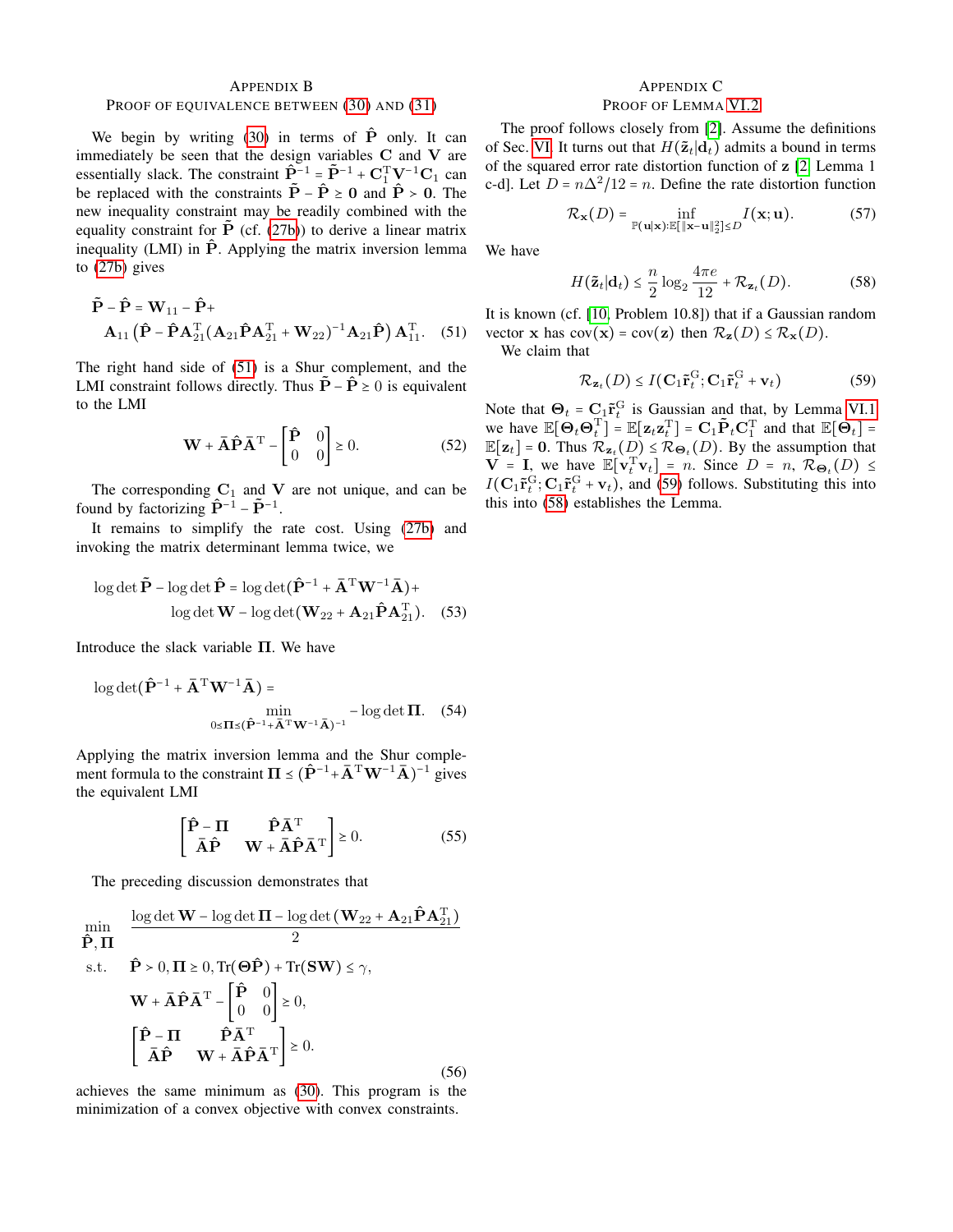## Appendix B
## Proof of equivalence between (30) and (31)

We begin by writing (30) in terms of $\hat{\mathbf{P}}$ only. It can immediately be seen that the design variables $\mathbf{C}$ and $\mathbf{V}$ are essentially slack. The constraint $\hat{\mathbf{P}}^{-1} = \tilde{\mathbf{P}}^{-1} + \mathbf{C}_1^{\mathrm{T}}\mathbf{V}^{-1}\mathbf{C}_1$ can be replaced with the constraints $\tilde{\mathbf{P}} - \hat{\mathbf{P}} \geq \mathbf{0}$ and $\hat{\mathbf{P}} \succ \mathbf{0}$. The new inequality constraint may be readily combined with the equality constraint for $\tilde{\mathbf{P}}$ (cf. (27b)) to derive a linear matrix inequality (LMI) in $\hat{\mathbf{P}}$. Applying the matrix inversion lemma to (27b) gives

$$
\begin{aligned}
\tilde{\mathbf{P}} - \hat{\mathbf{P}} = \mathbf{W}_{11} - \hat{\mathbf{P}} + \\
\mathbf{A}_{11}\left(\hat{\mathbf{P}} - \hat{\mathbf{P}}\mathbf{A}_{21}^{\mathrm{T}}(\mathbf{A}_{21}\hat{\mathbf{P}}\mathbf{A}_{21}^{\mathrm{T}} + \mathbf{W}_{22})^{-1}\mathbf{A}_{21}\hat{\mathbf{P}}\right)\mathbf{A}_{11}^{\mathrm{T}}.
\end{aligned} \tag{51}
$$

The right hand side of (51) is a Shur complement, and the LMI constraint follows directly. Thus $\tilde{\mathbf{P}} - \hat{\mathbf{P}} \geq 0$ is equivalent to the LMI

$$
\mathbf{W} + \bar{\mathbf{A}}\hat{\mathbf{P}}\bar{\mathbf{A}}^{\mathrm{T}} - \begin{bmatrix} \hat{\mathbf{P}} & 0 \\ 0 & 0 \end{bmatrix} \geq 0. \tag{52}
$$

The corresponding $\mathbf{C}_1$ and $\mathbf{V}$ are not unique, and can be found by factorizing $\hat{\mathbf{P}}^{-1} - \tilde{\mathbf{P}}^{-1}$.

It remains to simplify the rate cost. Using (27b) and invoking the matrix determinant lemma twice, we

$$
\begin{aligned}
\log\det\tilde{\mathbf{P}} - \log\det\hat{\mathbf{P}} = \log\det(\hat{\mathbf{P}}^{-1} + \bar{\mathbf{A}}^{\mathrm{T}}\mathbf{W}^{-1}\bar{\mathbf{A}}) + \\
\log\det\mathbf{W} - \log\det(\mathbf{W}_{22} + \mathbf{A}_{21}\hat{\mathbf{P}}\mathbf{A}_{21}^{\mathrm{T}}).
\end{aligned} \tag{53}
$$

Introduce the slack variable $\mathbf{\Pi}$. We have

$$
\log\det(\hat{\mathbf{P}}^{-1} + \bar{\mathbf{A}}^{\mathrm{T}}\mathbf{W}^{-1}\bar{\mathbf{A}}) = \min_{0 \leq \mathbf{\Pi} \leq (\hat{\mathbf{P}}^{-1} + \bar{\mathbf{A}}^{\mathrm{T}}\mathbf{W}^{-1}\bar{\mathbf{A}})^{-1}} -\log\det\mathbf{\Pi}. \tag{54}
$$

Applying the matrix inversion lemma and the Shur complement formula to the constraint $\mathbf{\Pi} \leq (\hat{\mathbf{P}}^{-1} + \bar{\mathbf{A}}^{\mathrm{T}}\mathbf{W}^{-1}\bar{\mathbf{A}})^{-1}$ gives the equivalent LMI

$$
\begin{bmatrix} \hat{\mathbf{P}} - \mathbf{\Pi} & \hat{\mathbf{P}}\bar{\mathbf{A}}^{\mathrm{T}} \\ \bar{\mathbf{A}}\hat{\mathbf{P}} & \mathbf{W} + \bar{\mathbf{A}}\hat{\mathbf{P}}\bar{\mathbf{A}}^{\mathrm{T}} \end{bmatrix} \geq 0. \tag{55}
$$

The preceding discussion demonstrates that

$$
\begin{aligned}
\min_{\hat{\mathbf{P}}, \mathbf{\Pi}} \quad & \frac{\log\det\mathbf{W} - \log\det\mathbf{\Pi} - \log\det\left(\mathbf{W}_{22} + \mathbf{A}_{21}\hat{\mathbf{P}}\mathbf{A}_{21}^{\mathrm{T}}\right)}{2} \\
\text{s.t.} \quad & \hat{\mathbf{P}} \succ 0, \mathbf{\Pi} \geq 0, \mathrm{Tr}(\mathbf{\Theta}\hat{\mathbf{P}}) + \mathrm{Tr}(\mathbf{S}\mathbf{W}) \leq \gamma, \\
& \mathbf{W} + \bar{\mathbf{A}}\hat{\mathbf{P}}\bar{\mathbf{A}}^{\mathrm{T}} - \begin{bmatrix} \hat{\mathbf{P}} & 0 \\ 0 & 0 \end{bmatrix} \geq 0, \\
& \begin{bmatrix} \hat{\mathbf{P}} - \mathbf{\Pi} & \hat{\mathbf{P}}\bar{\mathbf{A}}^{\mathrm{T}} \\ \bar{\mathbf{A}}\hat{\mathbf{P}} & \mathbf{W} + \bar{\mathbf{A}}\hat{\mathbf{P}}\bar{\mathbf{A}}^{\mathrm{T}} \end{bmatrix} \geq 0.
\end{aligned} \tag{56}
$$

achieves the same minimum as (30). This program is the minimization of a convex objective with convex constraints.

## Appendix C
## Proof of Lemma VI.2

The proof follows closely from [2]. Assume the definitions of Sec. VI. It turns out that $H(\tilde{\mathbf{z}}_t|\mathbf{d}_t)$ admits a bound in terms of the squared error rate distortion function of $\mathbf{z}$ [2, Lemma 1 c-d]. Let $D = n\Delta^2/12 = n$. Define the rate distortion function

$$
\mathcal{R}_{\mathbf{x}}(D) = \inf_{\mathbb{P}(\mathbf{u}|\mathbf{x}):\mathbb{E}[\|\mathbf{x}-\mathbf{u}\|_2^2] \leq D} I(\mathbf{x};\mathbf{u}). \tag{57}
$$

We have

$$
H(\tilde{\mathbf{z}}_t|\mathbf{d}_t) \leq \frac{n}{2}\log_2\frac{4\pi e}{12} + \mathcal{R}_{\mathbf{z}_t}(D). \tag{58}
$$

It is known (cf. [10, Problem 10.8]) that if a Gaussian random vector $\mathbf{x}$ has $\mathrm{cov}(\mathbf{x}) = \mathrm{cov}(\mathbf{z})$ then $\mathcal{R}_{\mathbf{z}}(D) \leq \mathcal{R}_{\mathbf{x}}(D)$.

We claim that

$$
\mathcal{R}_{\mathbf{z}_t}(D) \leq I(\mathbf{C}_1\tilde{\mathbf{r}}_t^{\mathrm{G}}; \mathbf{C}_1\tilde{\mathbf{r}}_t^{\mathrm{G}} + \mathbf{v}_t) \tag{59}
$$

Note that $\mathbf{\Theta}_t = \mathbf{C}_1\tilde{\mathbf{r}}_t^{\mathrm{G}}$ is Gaussian and that, by Lemma VI.1 we have $\mathbb{E}[\mathbf{\Theta}_t\mathbf{\Theta}_t^{\mathrm{T}}] = \mathbb{E}[\mathbf{z}_t\mathbf{z}_t^{\mathrm{T}}] = \mathbf{C}_1\tilde{\mathbf{P}}_t\mathbf{C}_1^{\mathrm{T}}$ and that $\mathbb{E}[\mathbf{\Theta}_t] = \mathbb{E}[\mathbf{z}_t] = \mathbf{0}$. Thus $\mathcal{R}_{\mathbf{z}_t}(D) \leq \mathcal{R}_{\mathbf{\Theta}_t}(D)$. By the assumption that $\mathbf{V} = \mathbf{I}$, we have $\mathbb{E}[\mathbf{v}_t^{\mathrm{T}}\mathbf{v}_t] = n$. Since $D = n$, $\mathcal{R}_{\mathbf{\Theta}_t}(D) \leq I(\mathbf{C}_1\tilde{\mathbf{r}}_t^{\mathrm{G}}; \mathbf{C}_1\tilde{\mathbf{r}}_t^{\mathrm{G}} + \mathbf{v}_t)$, and (59) follows. Substituting this into this into (58) establishes the Lemma.